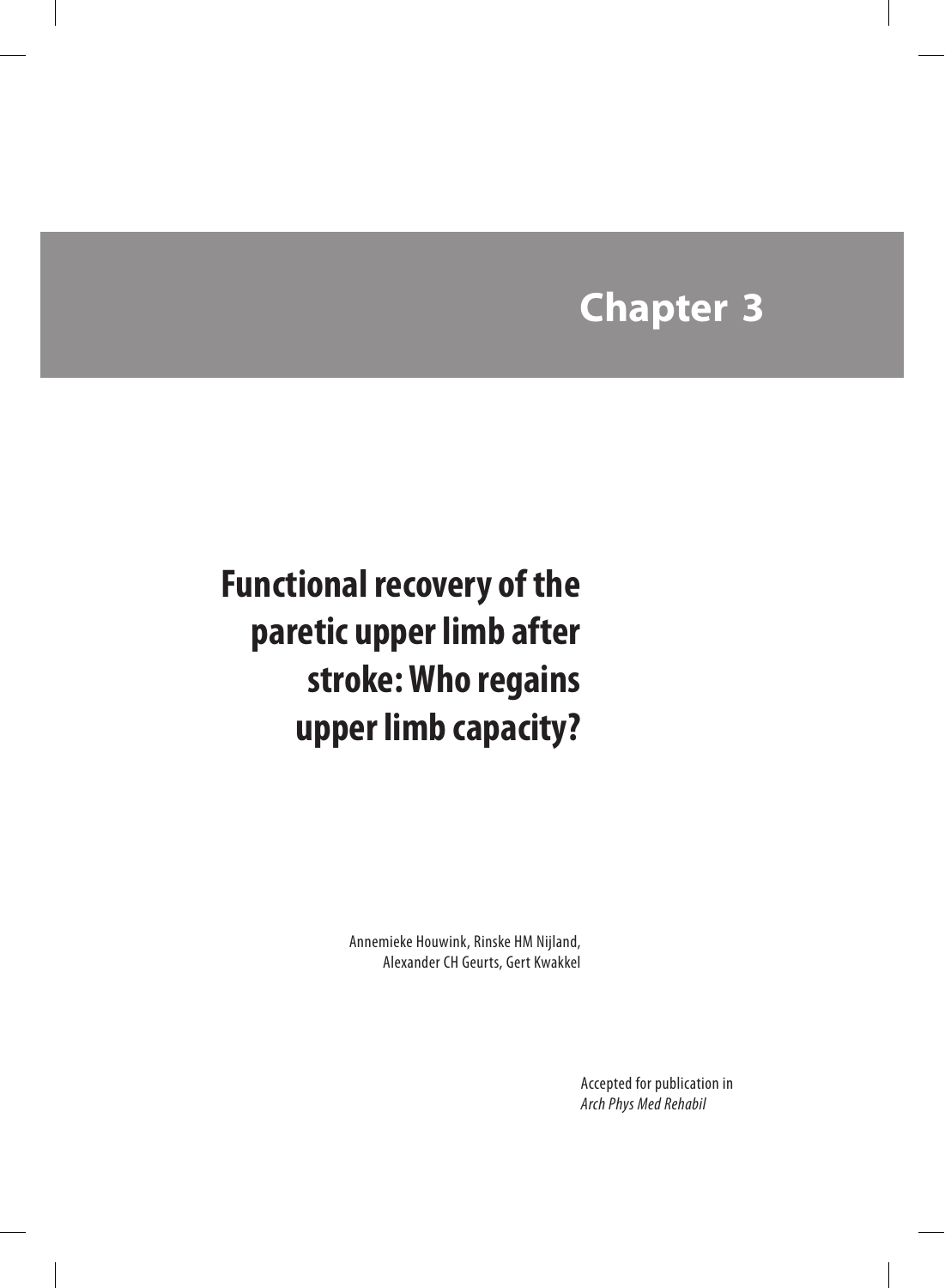# Chapter 3

## Functional recovery of the paretic upper limb after stroke: Who regains upper limb capacity?

Annemieke Houwink, Rinske HM Nijland, Alexander CH Geurts, Gert Kwakkel

Accepted for publication in *Arch Phys Med Rehabil*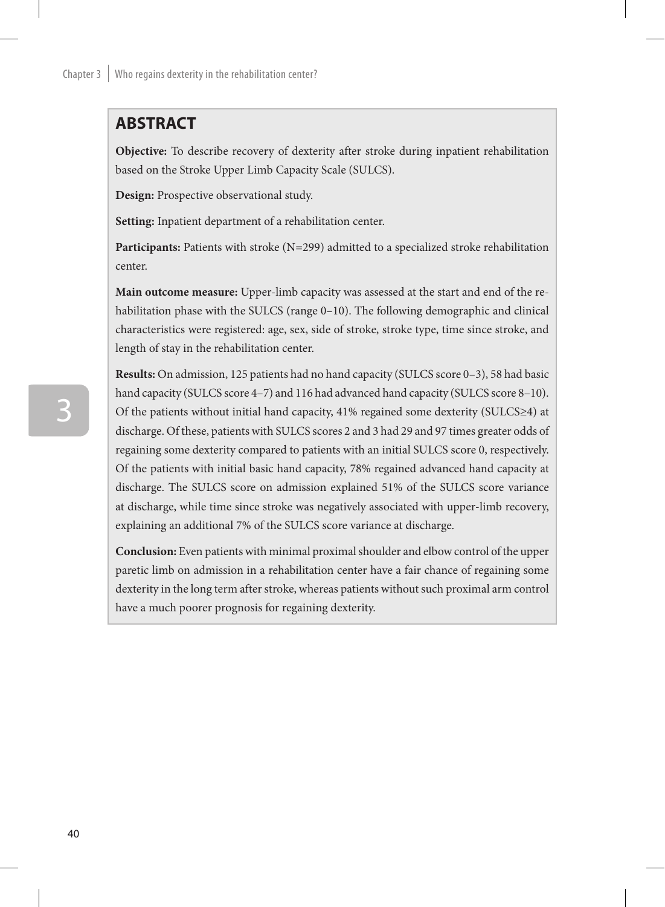## ABSTRACT

**Objective:** To describe recovery of dexterity after stroke during inpatient rehabilitation based on the Stroke Upper Limb Capacity Scale (SULCS).

**Design:** Prospective observational study.

**Setting:** Inpatient department of a rehabilitation center.

**Participants:** Patients with stroke (N=299) admitted to a specialized stroke rehabilitation center.

**Main outcome measure:** Upper-limb capacity was assessed at the start and end of the rehabilitation phase with the SULCS (range 0–10). The following demographic and clinical characteristics were registered: age, sex, side of stroke, stroke type, time since stroke, and length of stay in the rehabilitation center.

**Results:** On admission, 125 patients had no hand capacity (SULCS score 0–3), 58 had basic hand capacity (SULCS score 4–7) and 116 had advanced hand capacity (SULCS score 8–10). Of the patients without initial hand capacity, 41% regained some dexterity (SULCS≥4) at discharge. Of these, patients with SULCS scores 2 and 3 had 29 and 97 times greater odds of regaining some dexterity compared to patients with an initial SULCS score 0, respectively. Of the patients with initial basic hand capacity, 78% regained advanced hand capacity at discharge. The SULCS score on admission explained 51% of the SULCS score variance at discharge, while time since stroke was negatively associated with upper-limb recovery, explaining an additional 7% of the SULCS score variance at discharge.

**Conclusion:** Even patients with minimal proximal shoulder and elbow control of the upper paretic limb on admission in a rehabilitation center have a fair chance of regaining some dexterity in the long term after stroke, whereas patients without such proximal arm control have a much poorer prognosis for regaining dexterity.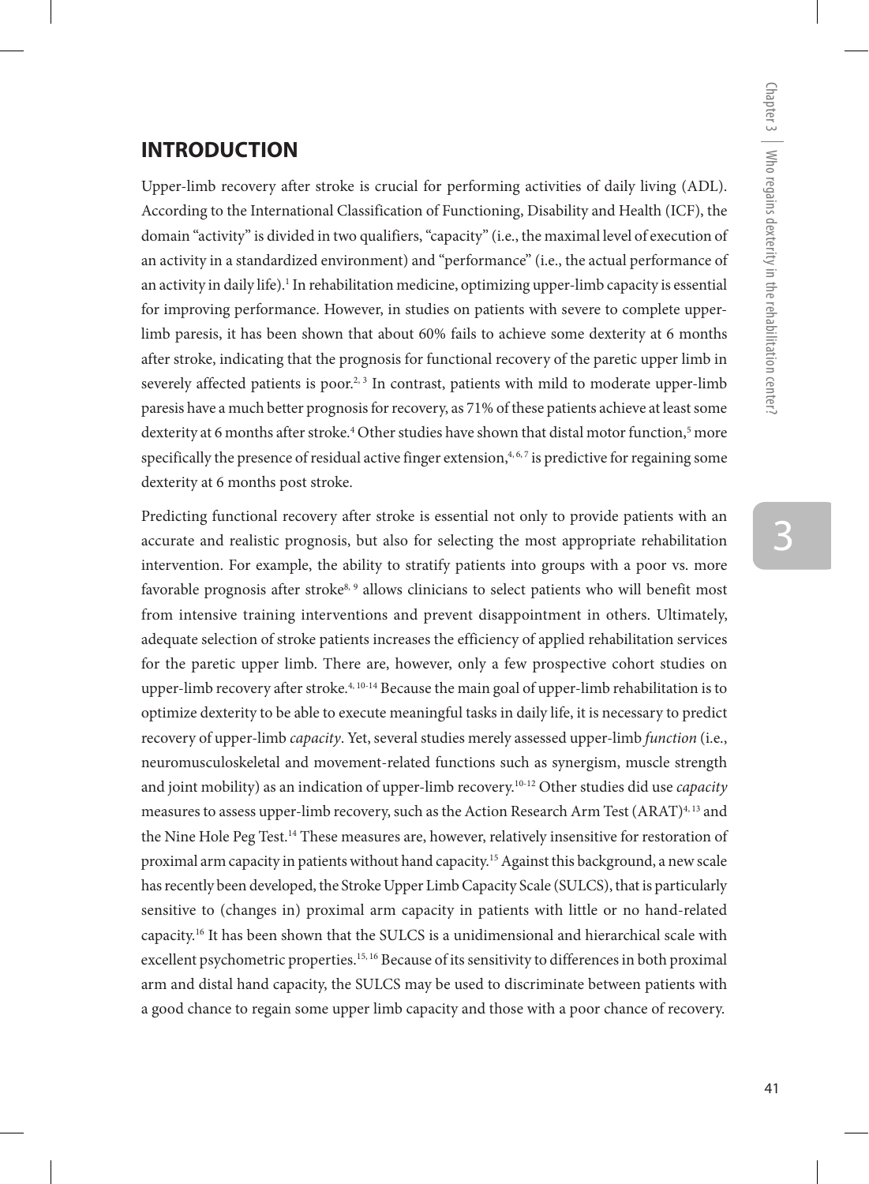## INTRODUCTION

Upper-limb recovery after stroke is crucial for performing activities of daily living (ADL). According to the International Classification of Functioning, Disability and Health (ICF), the domain "activity" is divided in two qualifiers, "capacity" (i.e., the maximal level of execution of an activity in a standardized environment) and "performance" (i.e., the actual performance of an activity in daily life).[1] In rehabilitation medicine, optimizing upper-limb capacity is essential for improving performance. However, in studies on patients with severe to complete upper-limb paresis, it has been shown that about 60% fails to achieve some dexterity at 6 months after stroke, indicating that the prognosis for functional recovery of the paretic upper limb in severely affected patients is poor.[2, 3] In contrast, patients with mild to moderate upper-limb paresis have a much better prognosis for recovery, as 71% of these patients achieve at least some dexterity at 6 months after stroke.[4] Other studies have shown that distal motor function,[5] more specifically the presence of residual active finger extension,[4, 6, 7] is predictive for regaining some dexterity at 6 months post stroke.

Predicting functional recovery after stroke is essential not only to provide patients with an accurate and realistic prognosis, but also for selecting the most appropriate rehabilitation intervention. For example, the ability to stratify patients into groups with a poor vs. more favorable prognosis after stroke[8, 9] allows clinicians to select patients who will benefit most from intensive training interventions and prevent disappointment in others. Ultimately, adequate selection of stroke patients increases the efficiency of applied rehabilitation services for the paretic upper limb. There are, however, only a few prospective cohort studies on upper-limb recovery after stroke.[4, 10-14] Because the main goal of upper-limb rehabilitation is to optimize dexterity to be able to execute meaningful tasks in daily life, it is necessary to predict recovery of upper-limb *capacity*. Yet, several studies merely assessed upper-limb *function* (i.e., neuromusculoskeletal and movement-related functions such as synergism, muscle strength and joint mobility) as an indication of upper-limb recovery.[10-12] Other studies did use *capacity* measures to assess upper-limb recovery, such as the Action Research Arm Test (ARAT)[4, 13] and the Nine Hole Peg Test.[14] These measures are, however, relatively insensitive for restoration of proximal arm capacity in patients without hand capacity.[15] Against this background, a new scale has recently been developed, the Stroke Upper Limb Capacity Scale (SULCS), that is particularly sensitive to (changes in) proximal arm capacity in patients with little or no hand-related capacity.[16] It has been shown that the SULCS is a unidimensional and hierarchical scale with excellent psychometric properties.[15, 16] Because of its sensitivity to differences in both proximal arm and distal hand capacity, the SULCS may be used to discriminate between patients with a good chance to regain some upper limb capacity and those with a poor chance of recovery.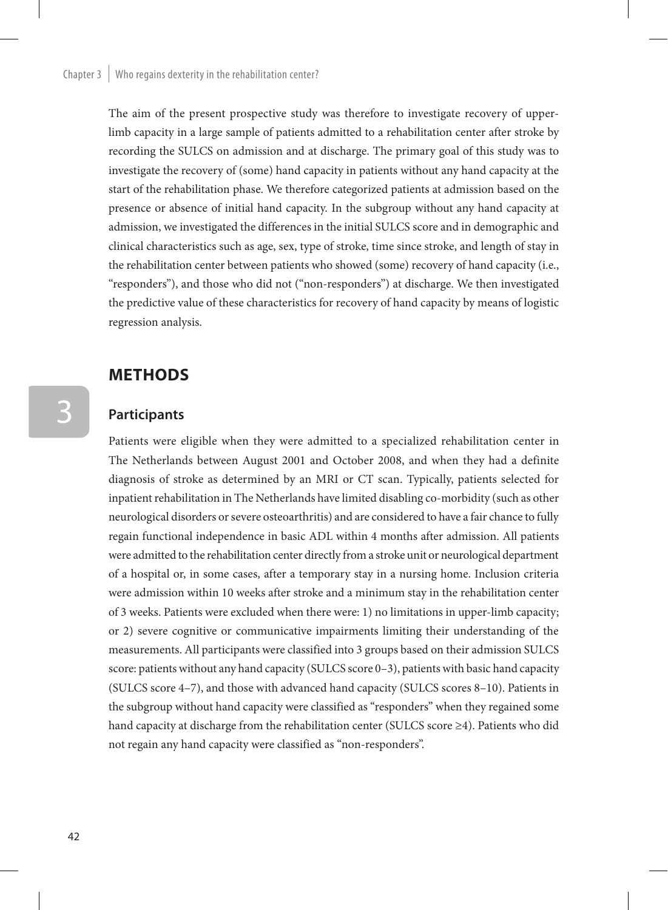The aim of the present prospective study was therefore to investigate recovery of upper-limb capacity in a large sample of patients admitted to a rehabilitation center after stroke by recording the SULCS on admission and at discharge. The primary goal of this study was to investigate the recovery of (some) hand capacity in patients without any hand capacity at the start of the rehabilitation phase. We therefore categorized patients at admission based on the presence or absence of initial hand capacity. In the subgroup without any hand capacity at admission, we investigated the differences in the initial SULCS score and in demographic and clinical characteristics such as age, sex, type of stroke, time since stroke, and length of stay in the rehabilitation center between patients who showed (some) recovery of hand capacity (i.e., "responders"), and those who did not ("non-responders") at discharge. We then investigated the predictive value of these characteristics for recovery of hand capacity by means of logistic regression analysis.

## METHODS

### Participants

Patients were eligible when they were admitted to a specialized rehabilitation center in The Netherlands between August 2001 and October 2008, and when they had a definite diagnosis of stroke as determined by an MRI or CT scan. Typically, patients selected for inpatient rehabilitation in The Netherlands have limited disabling co-morbidity (such as other neurological disorders or severe osteoarthritis) and are considered to have a fair chance to fully regain functional independence in basic ADL within 4 months after admission. All patients were admitted to the rehabilitation center directly from a stroke unit or neurological department of a hospital or, in some cases, after a temporary stay in a nursing home. Inclusion criteria were admission within 10 weeks after stroke and a minimum stay in the rehabilitation center of 3 weeks. Patients were excluded when there were: 1) no limitations in upper-limb capacity; or 2) severe cognitive or communicative impairments limiting their understanding of the measurements. All participants were classified into 3 groups based on their admission SULCS score: patients without any hand capacity (SULCS score 0–3), patients with basic hand capacity (SULCS score 4–7), and those with advanced hand capacity (SULCS scores 8–10). Patients in the subgroup without hand capacity were classified as "responders" when they regained some hand capacity at discharge from the rehabilitation center (SULCS score ≥4). Patients who did not regain any hand capacity were classified as "non-responders".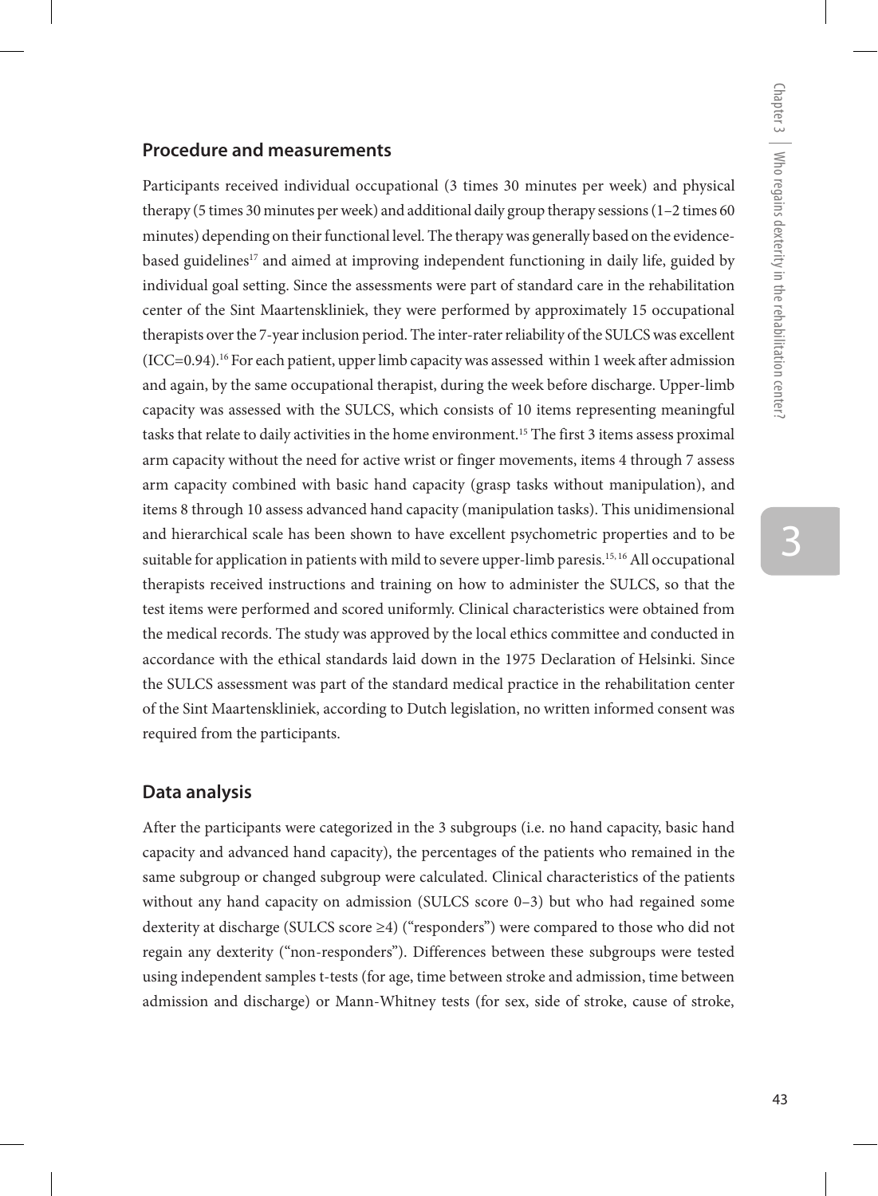## Procedure and measurements

Participants received individual occupational (3 times 30 minutes per week) and physical therapy (5 times 30 minutes per week) and additional daily group therapy sessions (1–2 times 60 minutes) depending on their functional level. The therapy was generally based on the evidence-based guidelines[17] and aimed at improving independent functioning in daily life, guided by individual goal setting. Since the assessments were part of standard care in the rehabilitation center of the Sint Maartenskliniek, they were performed by approximately 15 occupational therapists over the 7-year inclusion period. The inter-rater reliability of the SULCS was excellent (ICC=0.94).[16] For each patient, upper limb capacity was assessed within 1 week after admission and again, by the same occupational therapist, during the week before discharge. Upper-limb capacity was assessed with the SULCS, which consists of 10 items representing meaningful tasks that relate to daily activities in the home environment.[15] The first 3 items assess proximal arm capacity without the need for active wrist or finger movements, items 4 through 7 assess arm capacity combined with basic hand capacity (grasp tasks without manipulation), and items 8 through 10 assess advanced hand capacity (manipulation tasks). This unidimensional and hierarchical scale has been shown to have excellent psychometric properties and to be suitable for application in patients with mild to severe upper-limb paresis.[15,16] All occupational therapists received instructions and training on how to administer the SULCS, so that the test items were performed and scored uniformly. Clinical characteristics were obtained from the medical records. The study was approved by the local ethics committee and conducted in accordance with the ethical standards laid down in the 1975 Declaration of Helsinki. Since the SULCS assessment was part of the standard medical practice in the rehabilitation center of the Sint Maartenskliniek, according to Dutch legislation, no written informed consent was required from the participants.

## Data analysis

After the participants were categorized in the 3 subgroups (i.e. no hand capacity, basic hand capacity and advanced hand capacity), the percentages of the patients who remained in the same subgroup or changed subgroup were calculated. Clinical characteristics of the patients without any hand capacity on admission (SULCS score 0–3) but who had regained some dexterity at discharge (SULCS score ≥4) ("responders") were compared to those who did not regain any dexterity ("non-responders"). Differences between these subgroups were tested using independent samples t-tests (for age, time between stroke and admission, time between admission and discharge) or Mann-Whitney tests (for sex, side of stroke, cause of stroke,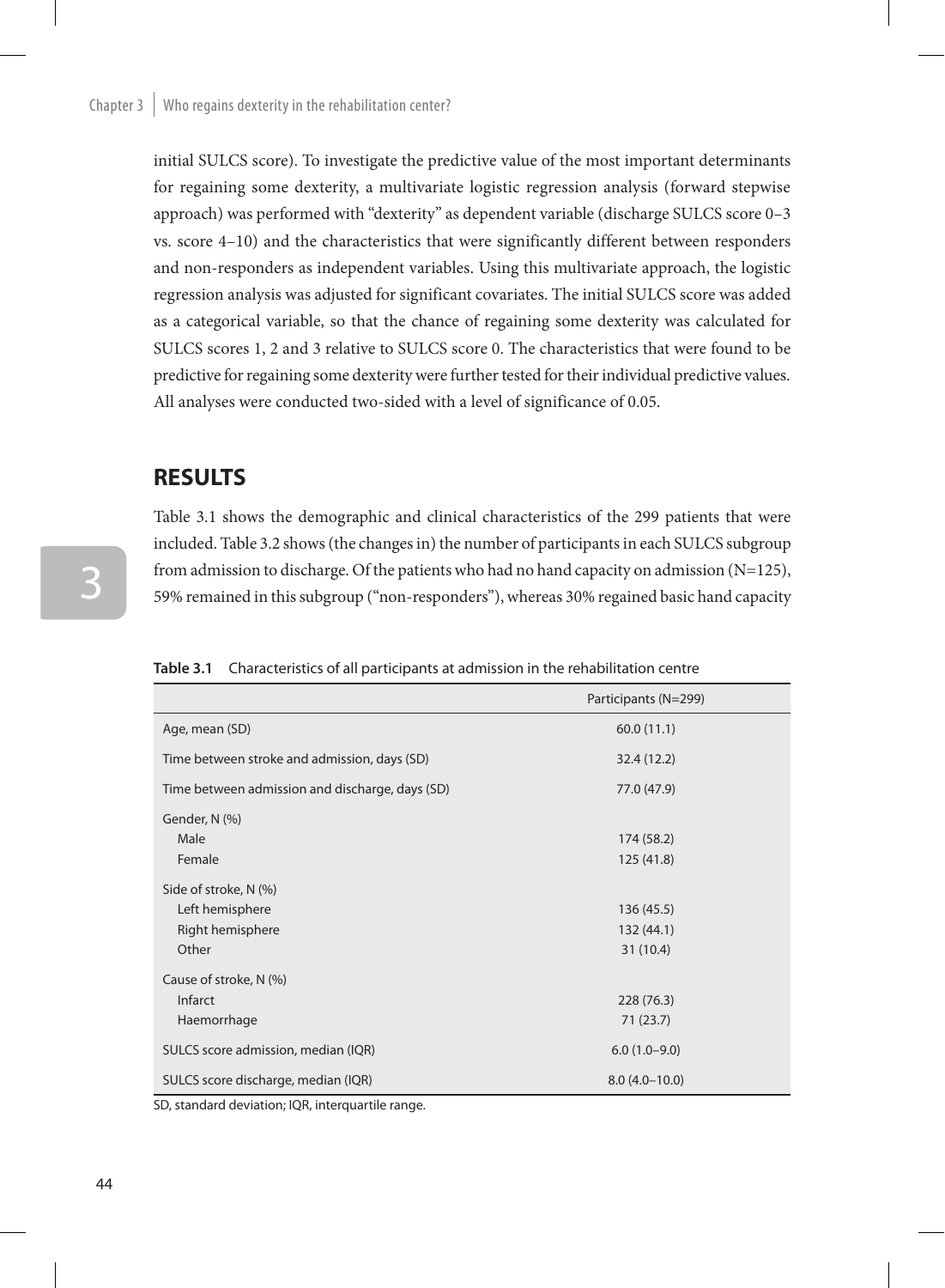initial SULCS score). To investigate the predictive value of the most important determinants for regaining some dexterity, a multivariate logistic regression analysis (forward stepwise approach) was performed with "dexterity" as dependent variable (discharge SULCS score 0–3 vs. score 4–10) and the characteristics that were significantly different between responders and non-responders as independent variables. Using this multivariate approach, the logistic regression analysis was adjusted for significant covariates. The initial SULCS score was added as a categorical variable, so that the chance of regaining some dexterity was calculated for SULCS scores 1, 2 and 3 relative to SULCS score 0. The characteristics that were found to be predictive for regaining some dexterity were further tested for their individual predictive values. All analyses were conducted two-sided with a level of significance of 0.05.

## RESULTS

Table 3.1 shows the demographic and clinical characteristics of the 299 patients that were included. Table 3.2 shows (the changes in) the number of participants in each SULCS subgroup from admission to discharge. Of the patients who had no hand capacity on admission (N=125), 59% remained in this subgroup ("non-responders"), whereas 30% regained basic hand capacity

**Table 3.1** Characteristics of all participants at admission in the rehabilitation centre

| | Participants (N=299) |
|---|---|
| Age, mean (SD) | 60.0 (11.1) |
| Time between stroke and admission, days (SD) | 32.4 (12.2) |
| Time between admission and discharge, days (SD) | 77.0 (47.9) |
| Gender, N (%) | |
| Male | 174 (58.2) |
| Female | 125 (41.8) |
| Side of stroke, N (%) | |
| Left hemisphere | 136 (45.5) |
| Right hemisphere | 132 (44.1) |
| Other | 31 (10.4) |
| Cause of stroke, N (%) | |
| Infarct | 228 (76.3) |
| Haemorrhage | 71 (23.7) |
| SULCS score admission, median (IQR) | 6.0 (1.0–9.0) |
| SULCS score discharge, median (IQR) | 8.0 (4.0–10.0) |

SD, standard deviation; IQR, interquartile range.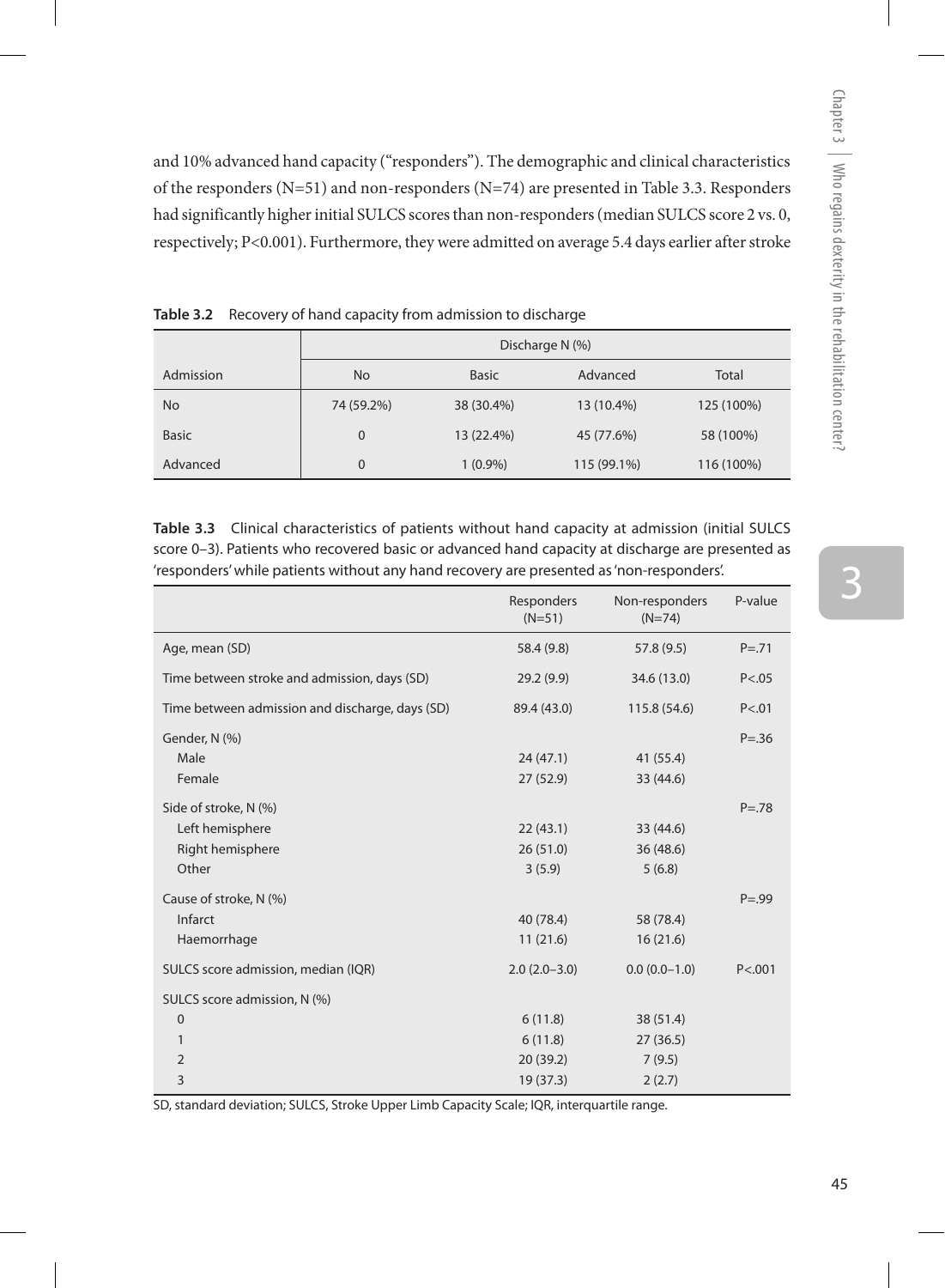and 10% advanced hand capacity ("responders"). The demographic and clinical characteristics of the responders (N=51) and non-responders (N=74) are presented in Table 3.3. Responders had significantly higher initial SULCS scores than non-responders (median SULCS score 2 vs. 0, respectively; P<0.001). Furthermore, they were admitted on average 5.4 days earlier after stroke

**Table 3.2** Recovery of hand capacity from admission to discharge

| | Discharge N (%) | | | |
|---|---|---|---|---|
| Admission | No | Basic | Advanced | Total |
| No | 74 (59.2%) | 38 (30.4%) | 13 (10.4%) | 125 (100%) |
| Basic | 0 | 13 (22.4%) | 45 (77.6%) | 58 (100%) |
| Advanced | 0 | 1 (0.9%) | 115 (99.1%) | 116 (100%) |

**Table 3.3** Clinical characteristics of patients without hand capacity at admission (initial SULCS score 0–3). Patients who recovered basic or advanced hand capacity at discharge are presented as 'responders' while patients without any hand recovery are presented as 'non-responders'.

| | Responders (N=51) | Non-responders (N=74) | P-value |
|---|---|---|---|
| Age, mean (SD) | 58.4 (9.8) | 57.8 (9.5) | P=.71 |
| Time between stroke and admission, days (SD) | 29.2 (9.9) | 34.6 (13.0) | P<.05 |
| Time between admission and discharge, days (SD) | 89.4 (43.0) | 115.8 (54.6) | P<.01 |
| Gender, N (%) | | | P=.36 |
| Male | 24 (47.1) | 41 (55.4) | |
| Female | 27 (52.9) | 33 (44.6) | |
| Side of stroke, N (%) | | | P=.78 |
| Left hemisphere | 22 (43.1) | 33 (44.6) | |
| Right hemisphere | 26 (51.0) | 36 (48.6) | |
| Other | 3 (5.9) | 5 (6.8) | |
| Cause of stroke, N (%) | | | P=.99 |
| Infarct | 40 (78.4) | 58 (78.4) | |
| Haemorrhage | 11 (21.6) | 16 (21.6) | |
| SULCS score admission, median (IQR) | 2.0 (2.0–3.0) | 0.0 (0.0–1.0) | P<.001 |
| SULCS score admission, N (%) | | | |
| 0 | 6 (11.8) | 38 (51.4) | |
| 1 | 6 (11.8) | 27 (36.5) | |
| 2 | 20 (39.2) | 7 (9.5) | |
| 3 | 19 (37.3) | 2 (2.7) | |

SD, standard deviation; SULCS, Stroke Upper Limb Capacity Scale; IQR, interquartile range.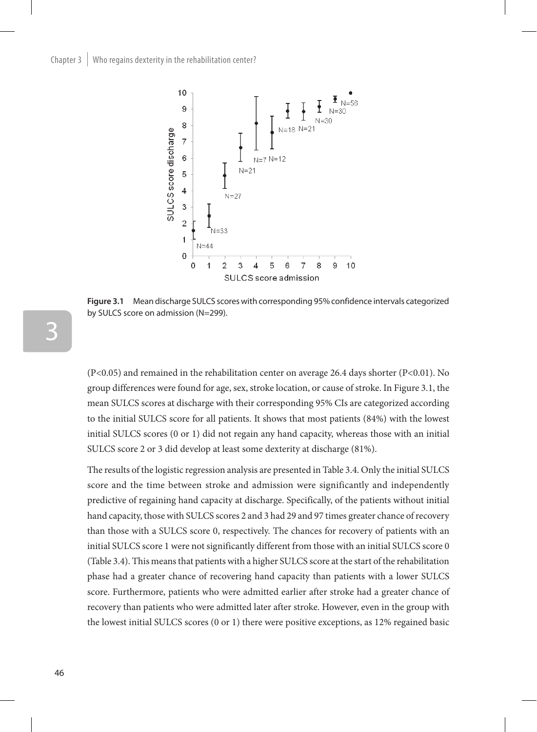Figure 3.1 Mean discharge SULCS scores with corresponding 95% confidence intervals categorized by SULCS score on admission (N=299).

(P<0.05) and remained in the rehabilitation center on average 26.4 days shorter (P<0.01). No group differences were found for age, sex, stroke location, or cause of stroke. In Figure 3.1, the mean SULCS scores at discharge with their corresponding 95% CIs are categorized according to the initial SULCS score for all patients. It shows that most patients (84%) with the lowest initial SULCS scores (0 or 1) did not regain any hand capacity, whereas those with an initial SULCS score 2 or 3 did develop at least some dexterity at discharge (81%).

The results of the logistic regression analysis are presented in Table 3.4. Only the initial SULCS score and the time between stroke and admission were significantly and independently predictive of regaining hand capacity at discharge. Specifically, of the patients without initial hand capacity, those with SULCS scores 2 and 3 had 29 and 97 times greater chance of recovery than those with a SULCS score 0, respectively. The chances for recovery of patients with an initial SULCS score 1 were not significantly different from those with an initial SULCS score 0 (Table 3.4). This means that patients with a higher SULCS score at the start of the rehabilitation phase had a greater chance of recovering hand capacity than patients with a lower SULCS score. Furthermore, patients who were admitted earlier after stroke had a greater chance of recovery than patients who were admitted later after stroke. However, even in the group with the lowest initial SULCS scores (0 or 1) there were positive exceptions, as 12% regained basic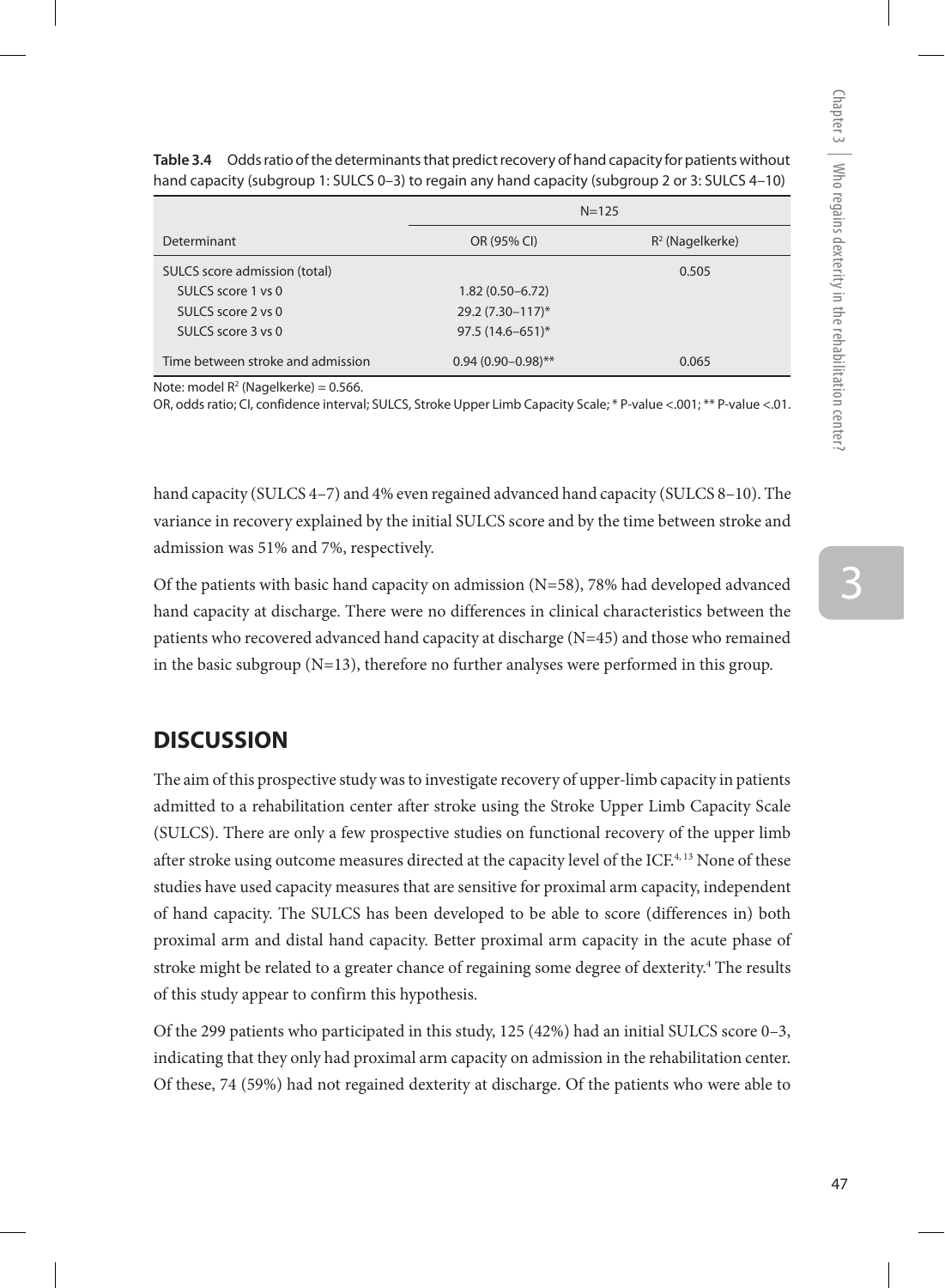**Table 3.4** Odds ratio of the determinants that predict recovery of hand capacity for patients without hand capacity (subgroup 1: SULCS 0–3) to regain any hand capacity (subgroup 2 or 3: SULCS 4–10)

| | N=125 | |
|---|---|---|
| Determinant | OR (95% CI) | $R^2$ (Nagelkerke) |
| SULCS score admission (total) | | 0.505 |
| SULCS score 1 vs 0 | 1.82 (0.50–6.72) | |
| SULCS score 2 vs 0 | 29.2 (7.30–117)* | |
| SULCS score 3 vs 0 | 97.5 (14.6–651)* | |
| Time between stroke and admission | 0.94 (0.90–0.98)** | 0.065 |

Note: model $R^2$ (Nagelkerke) = 0.566.

OR, odds ratio; CI, confidence interval; SULCS, Stroke Upper Limb Capacity Scale; * P-value <.001; ** P-value <.01.

hand capacity (SULCS 4–7) and 4% even regained advanced hand capacity (SULCS 8–10). The variance in recovery explained by the initial SULCS score and by the time between stroke and admission was 51% and 7%, respectively.

Of the patients with basic hand capacity on admission (N=58), 78% had developed advanced hand capacity at discharge. There were no differences in clinical characteristics between the patients who recovered advanced hand capacity at discharge (N=45) and those who remained in the basic subgroup (N=13), therefore no further analyses were performed in this group.

## DISCUSSION

The aim of this prospective study was to investigate recovery of upper-limb capacity in patients admitted to a rehabilitation center after stroke using the Stroke Upper Limb Capacity Scale (SULCS). There are only a few prospective studies on functional recovery of the upper limb after stroke using outcome measures directed at the capacity level of the ICF.[4, 13] None of these studies have used capacity measures that are sensitive for proximal arm capacity, independent of hand capacity. The SULCS has been developed to be able to score (differences in) both proximal arm and distal hand capacity. Better proximal arm capacity in the acute phase of stroke might be related to a greater chance of regaining some degree of dexterity.[4] The results of this study appear to confirm this hypothesis.

Of the 299 patients who participated in this study, 125 (42%) had an initial SULCS score 0–3, indicating that they only had proximal arm capacity on admission in the rehabilitation center. Of these, 74 (59%) had not regained dexterity at discharge. Of the patients who were able to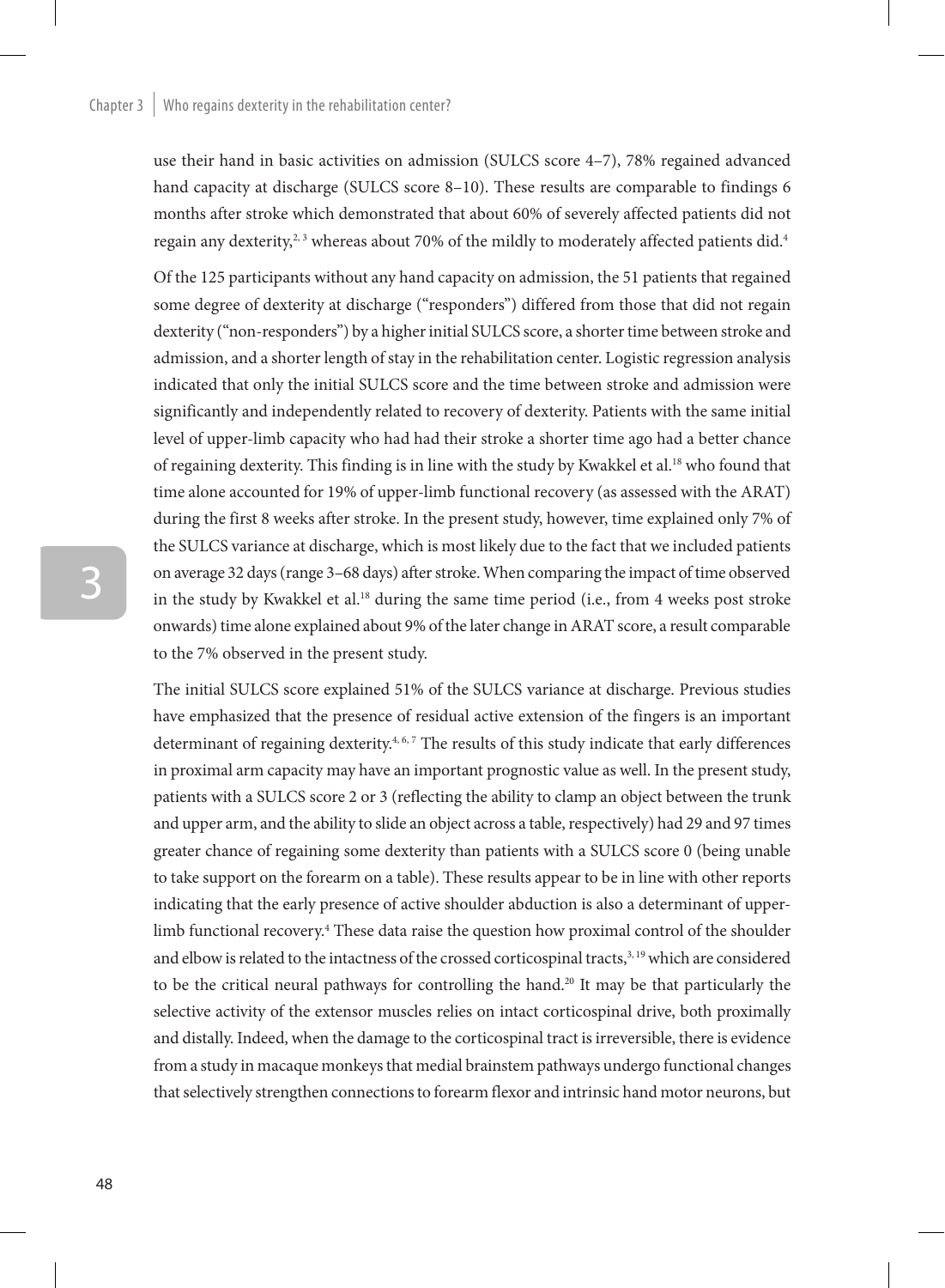use their hand in basic activities on admission (SULCS score 4–7), 78% regained advanced hand capacity at discharge (SULCS score 8–10). These results are comparable to findings 6 months after stroke which demonstrated that about 60% of severely affected patients did not regain any dexterity,[2, 3] whereas about 70% of the mildly to moderately affected patients did.[4]

Of the 125 participants without any hand capacity on admission, the 51 patients that regained some degree of dexterity at discharge ("responders") differed from those that did not regain dexterity ("non-responders") by a higher initial SULCS score, a shorter time between stroke and admission, and a shorter length of stay in the rehabilitation center. Logistic regression analysis indicated that only the initial SULCS score and the time between stroke and admission were significantly and independently related to recovery of dexterity. Patients with the same initial level of upper-limb capacity who had had their stroke a shorter time ago had a better chance of regaining dexterity. This finding is in line with the study by Kwakkel et al.[18] who found that time alone accounted for 19% of upper-limb functional recovery (as assessed with the ARAT) during the first 8 weeks after stroke. In the present study, however, time explained only 7% of the SULCS variance at discharge, which is most likely due to the fact that we included patients on average 32 days (range 3–68 days) after stroke. When comparing the impact of time observed in the study by Kwakkel et al.[18] during the same time period (i.e., from 4 weeks post stroke onwards) time alone explained about 9% of the later change in ARAT score, a result comparable to the 7% observed in the present study.

The initial SULCS score explained 51% of the SULCS variance at discharge. Previous studies have emphasized that the presence of residual active extension of the fingers is an important determinant of regaining dexterity.[4, 6, 7] The results of this study indicate that early differences in proximal arm capacity may have an important prognostic value as well. In the present study, patients with a SULCS score 2 or 3 (reflecting the ability to clamp an object between the trunk and upper arm, and the ability to slide an object across a table, respectively) had 29 and 97 times greater chance of regaining some dexterity than patients with a SULCS score 0 (being unable to take support on the forearm on a table). These results appear to be in line with other reports indicating that the early presence of active shoulder abduction is also a determinant of upper-limb functional recovery.[4] These data raise the question how proximal control of the shoulder and elbow is related to the intactness of the crossed corticospinal tracts,[3, 19] which are considered to be the critical neural pathways for controlling the hand.[20] It may be that particularly the selective activity of the extensor muscles relies on intact corticospinal drive, both proximally and distally. Indeed, when the damage to the corticospinal tract is irreversible, there is evidence from a study in macaque monkeys that medial brainstem pathways undergo functional changes that selectively strengthen connections to forearm flexor and intrinsic hand motor neurons, but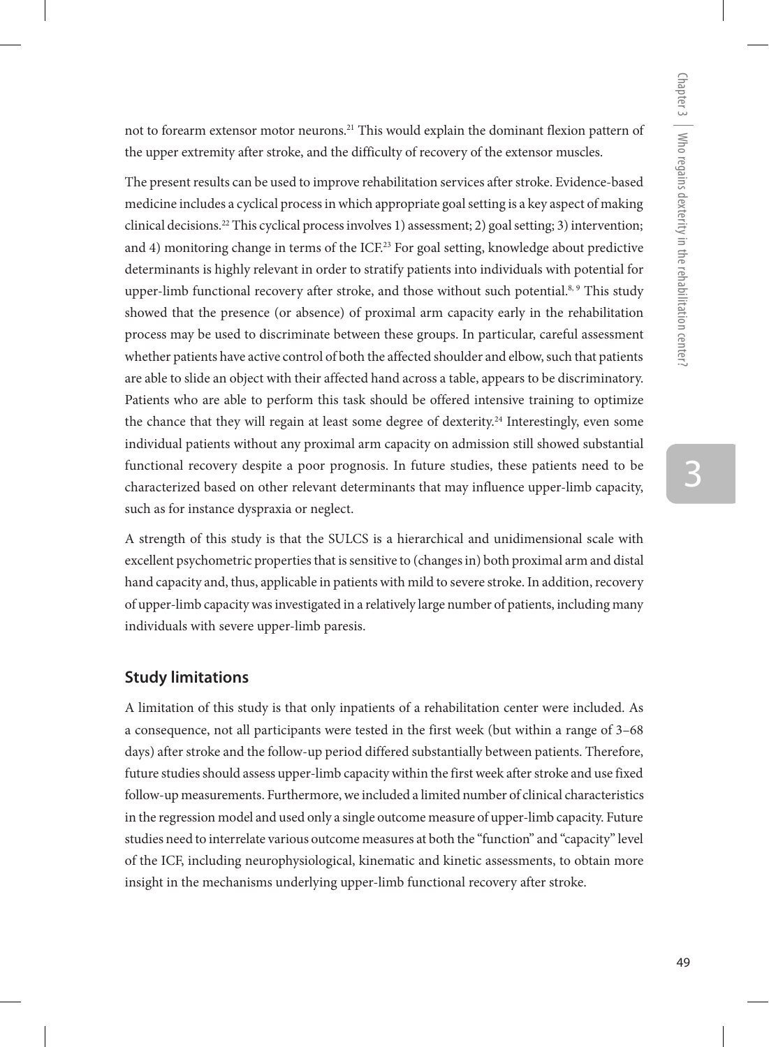not to forearm extensor motor neurons.[21] This would explain the dominant flexion pattern of the upper extremity after stroke, and the difficulty of recovery of the extensor muscles.

The present results can be used to improve rehabilitation services after stroke. Evidence-based medicine includes a cyclical process in which appropriate goal setting is a key aspect of making clinical decisions.[22] This cyclical process involves 1) assessment; 2) goal setting; 3) intervention; and 4) monitoring change in terms of the ICF.[23] For goal setting, knowledge about predictive determinants is highly relevant in order to stratify patients into individuals with potential for upper-limb functional recovery after stroke, and those without such potential.[8, 9] This study showed that the presence (or absence) of proximal arm capacity early in the rehabilitation process may be used to discriminate between these groups. In particular, careful assessment whether patients have active control of both the affected shoulder and elbow, such that patients are able to slide an object with their affected hand across a table, appears to be discriminatory. Patients who are able to perform this task should be offered intensive training to optimize the chance that they will regain at least some degree of dexterity.[24] Interestingly, even some individual patients without any proximal arm capacity on admission still showed substantial functional recovery despite a poor prognosis. In future studies, these patients need to be characterized based on other relevant determinants that may influence upper-limb capacity, such as for instance dyspraxia or neglect.

A strength of this study is that the SULCS is a hierarchical and unidimensional scale with excellent psychometric properties that is sensitive to (changes in) both proximal arm and distal hand capacity and, thus, applicable in patients with mild to severe stroke. In addition, recovery of upper-limb capacity was investigated in a relatively large number of patients, including many individuals with severe upper-limb paresis.

## Study limitations

A limitation of this study is that only inpatients of a rehabilitation center were included. As a consequence, not all participants were tested in the first week (but within a range of 3–68 days) after stroke and the follow-up period differed substantially between patients. Therefore, future studies should assess upper-limb capacity within the first week after stroke and use fixed follow-up measurements. Furthermore, we included a limited number of clinical characteristics in the regression model and used only a single outcome measure of upper-limb capacity. Future studies need to interrelate various outcome measures at both the "function" and "capacity" level of the ICF, including neurophysiological, kinematic and kinetic assessments, to obtain more insight in the mechanisms underlying upper-limb functional recovery after stroke.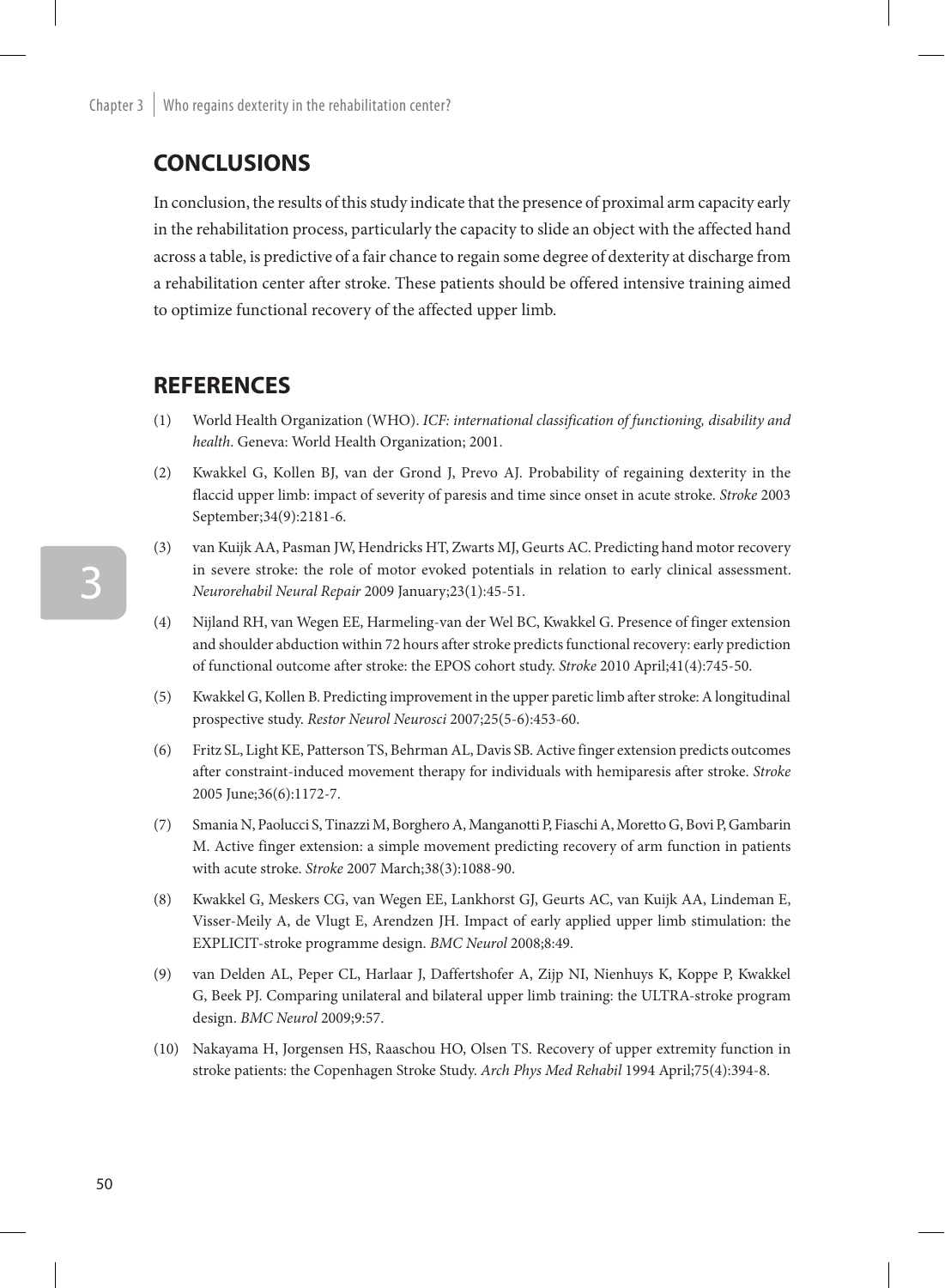## CONCLUSIONS

In conclusion, the results of this study indicate that the presence of proximal arm capacity early in the rehabilitation process, particularly the capacity to slide an object with the affected hand across a table, is predictive of a fair chance to regain some degree of dexterity at discharge from a rehabilitation center after stroke. These patients should be offered intensive training aimed to optimize functional recovery of the affected upper limb.

## REFERENCES

(1) World Health Organization (WHO). *ICF: international classification of functioning, disability and health*. Geneva: World Health Organization; 2001.

(2) Kwakkel G, Kollen BJ, van der Grond J, Prevo AJ. Probability of regaining dexterity in the flaccid upper limb: impact of severity of paresis and time since onset in acute stroke. *Stroke* 2003 September;34(9):2181-6.

(3) van Kuijk AA, Pasman JW, Hendricks HT, Zwarts MJ, Geurts AC. Predicting hand motor recovery in severe stroke: the role of motor evoked potentials in relation to early clinical assessment. *Neurorehabil Neural Repair* 2009 January;23(1):45-51.

(4) Nijland RH, van Wegen EE, Harmeling-van der Wel BC, Kwakkel G. Presence of finger extension and shoulder abduction within 72 hours after stroke predicts functional recovery: early prediction of functional outcome after stroke: the EPOS cohort study. *Stroke* 2010 April;41(4):745-50.

(5) Kwakkel G, Kollen B. Predicting improvement in the upper paretic limb after stroke: A longitudinal prospective study. *Restor Neurol Neurosci* 2007;25(5-6):453-60.

(6) Fritz SL, Light KE, Patterson TS, Behrman AL, Davis SB. Active finger extension predicts outcomes after constraint-induced movement therapy for individuals with hemiparesis after stroke. *Stroke* 2005 June;36(6):1172-7.

(7) Smania N, Paolucci S, Tinazzi M, Borghero A, Manganotti P, Fiaschi A, Moretto G, Bovi P, Gambarin M. Active finger extension: a simple movement predicting recovery of arm function in patients with acute stroke. *Stroke* 2007 March;38(3):1088-90.

(8) Kwakkel G, Meskers CG, van Wegen EE, Lankhorst GJ, Geurts AC, van Kuijk AA, Lindeman E, Visser-Meily A, de Vlugt E, Arendzen JH. Impact of early applied upper limb stimulation: the EXPLICIT-stroke programme design. *BMC Neurol* 2008;8:49.

(9) van Delden AL, Peper CL, Harlaar J, Daffertshofer A, Zijp NI, Nienhuys K, Koppe P, Kwakkel G, Beek PJ. Comparing unilateral and bilateral upper limb training: the ULTRA-stroke program design. *BMC Neurol* 2009;9:57.

(10) Nakayama H, Jorgensen HS, Raaschou HO, Olsen TS. Recovery of upper extremity function in stroke patients: the Copenhagen Stroke Study. *Arch Phys Med Rehabil* 1994 April;75(4):394-8.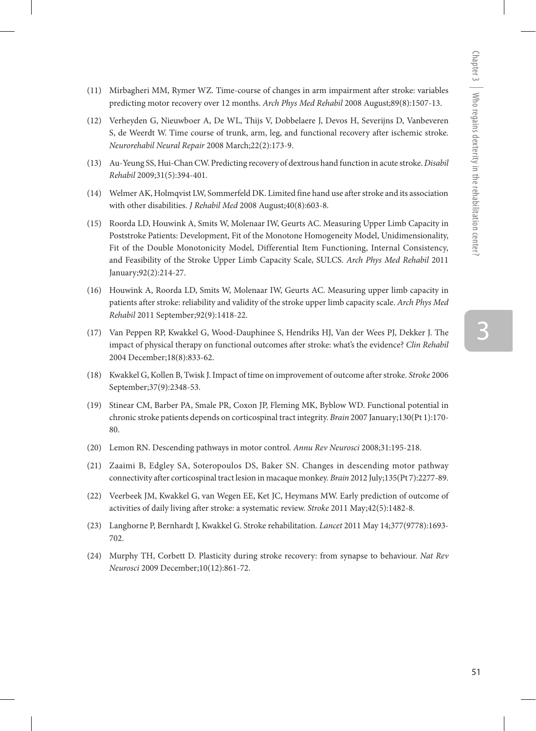(11) Mirbagheri MM, Rymer WZ. Time-course of changes in arm impairment after stroke: variables predicting motor recovery over 12 months. *Arch Phys Med Rehabil* 2008 August;89(8):1507-13.

(12) Verheyden G, Nieuwboer A, De WL, Thijs V, Dobbelaere J, Devos H, Severijns D, Vanbeveren S, de Weerdt W. Time course of trunk, arm, leg, and functional recovery after ischemic stroke. *Neurorehabil Neural Repair* 2008 March;22(2):173-9.

(13) Au-Yeung SS, Hui-Chan CW. Predicting recovery of dextrous hand function in acute stroke. *Disabil Rehabil* 2009;31(5):394-401.

(14) Welmer AK, Holmqvist LW, Sommerfeld DK. Limited fine hand use after stroke and its association with other disabilities. *J Rehabil Med* 2008 August;40(8):603-8.

(15) Roorda LD, Houwink A, Smits W, Molenaar IW, Geurts AC. Measuring Upper Limb Capacity in Poststroke Patients: Development, Fit of the Monotone Homogeneity Model, Unidimensionality, Fit of the Double Monotonicity Model, Differential Item Functioning, Internal Consistency, and Feasibility of the Stroke Upper Limb Capacity Scale, SULCS. *Arch Phys Med Rehabil* 2011 January;92(2):214-27.

(16) Houwink A, Roorda LD, Smits W, Molenaar IW, Geurts AC. Measuring upper limb capacity in patients after stroke: reliability and validity of the stroke upper limb capacity scale. *Arch Phys Med Rehabil* 2011 September;92(9):1418-22.

(17) Van Peppen RP, Kwakkel G, Wood-Dauphinee S, Hendriks HJ, Van der Wees PJ, Dekker J. The impact of physical therapy on functional outcomes after stroke: what's the evidence? *Clin Rehabil* 2004 December;18(8):833-62.

(18) Kwakkel G, Kollen B, Twisk J. Impact of time on improvement of outcome after stroke. *Stroke* 2006 September;37(9):2348-53.

(19) Stinear CM, Barber PA, Smale PR, Coxon JP, Fleming MK, Byblow WD. Functional potential in chronic stroke patients depends on corticospinal tract integrity. *Brain* 2007 January;130(Pt 1):170-80.

(20) Lemon RN. Descending pathways in motor control. *Annu Rev Neurosci* 2008;31:195-218.

(21) Zaaimi B, Edgley SA, Soteropoulos DS, Baker SN. Changes in descending motor pathway connectivity after corticospinal tract lesion in macaque monkey. *Brain* 2012 July;135(Pt 7):2277-89.

(22) Veerbeek JM, Kwakkel G, van Wegen EE, Ket JC, Heymans MW. Early prediction of outcome of activities of daily living after stroke: a systematic review. *Stroke* 2011 May;42(5):1482-8.

(23) Langhorne P, Bernhardt J, Kwakkel G. Stroke rehabilitation. *Lancet* 2011 May 14;377(9778):1693-702.

(24) Murphy TH, Corbett D. Plasticity during stroke recovery: from synapse to behaviour. *Nat Rev Neurosci* 2009 December;10(12):861-72.